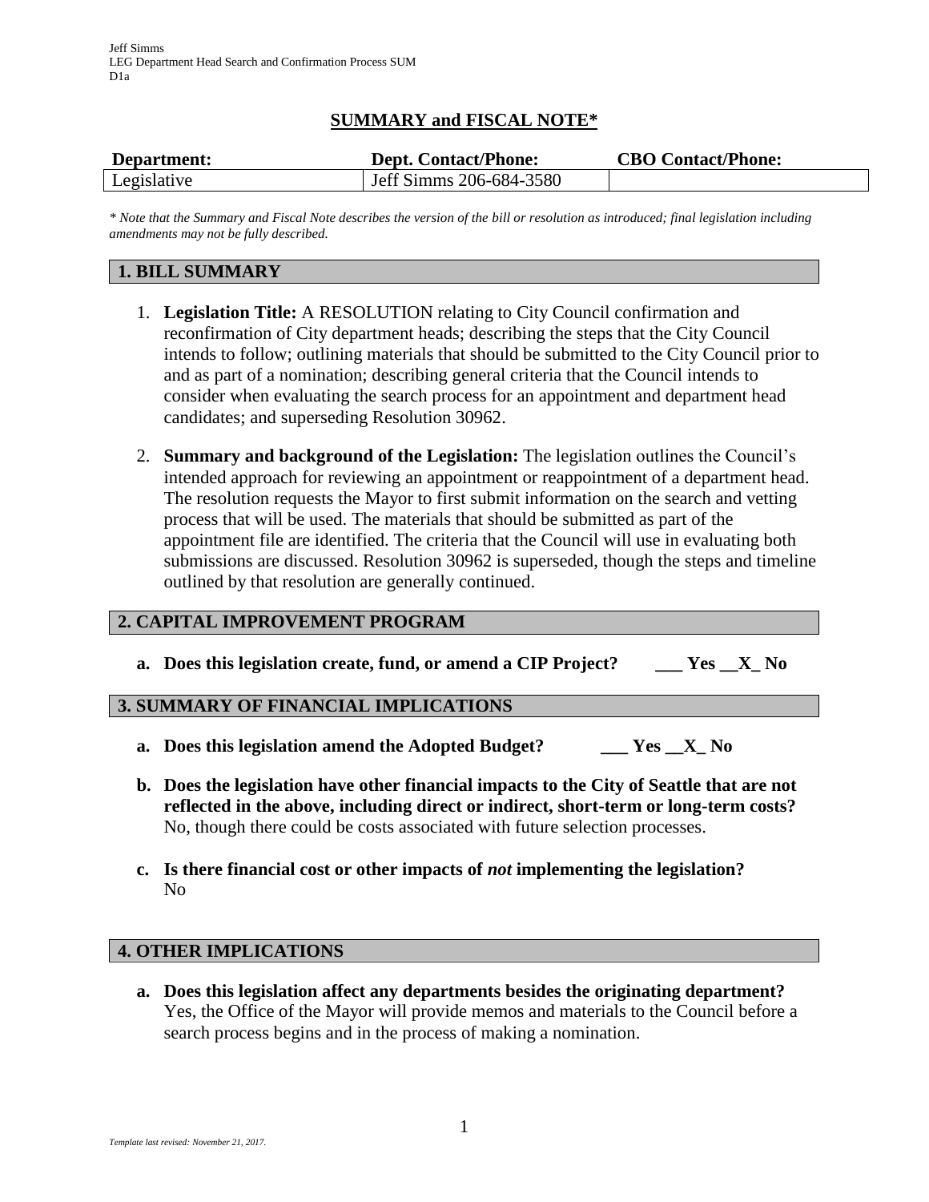Jeff Simms
LEG Department Head Search and Confirmation Process SUM
D1a

## SUMMARY and FISCAL NOTE*

| Department: | Dept. Contact/Phone: | CBO Contact/Phone: |
| --- | --- | --- |
| Legislative | Jeff Simms 206-684-3580 | |

*\* Note that the Summary and Fiscal Note describes the version of the bill or resolution as introduced; final legislation including amendments may not be fully described.*

### 1. BILL SUMMARY

1. **Legislation Title:** A RESOLUTION relating to City Council confirmation and reconfirmation of City department heads; describing the steps that the City Council intends to follow; outlining materials that should be submitted to the City Council prior to and as part of a nomination; describing general criteria that the Council intends to consider when evaluating the search process for an appointment and department head candidates; and superseding Resolution 30962.

2. **Summary and background of the Legislation:** The legislation outlines the Council's intended approach for reviewing an appointment or reappointment of a department head. The resolution requests the Mayor to first submit information on the search and vetting process that will be used. The materials that should be submitted as part of the appointment file are identified. The criteria that the Council will use in evaluating both submissions are discussed. Resolution 30962 is superseded, though the steps and timeline outlined by that resolution are generally continued.

### 2. CAPITAL IMPROVEMENT PROGRAM

a. **Does this legislation create, fund, or amend a CIP Project? ___ Yes __X_ No**

### 3. SUMMARY OF FINANCIAL IMPLICATIONS

a. **Does this legislation amend the Adopted Budget? ___ Yes __X_ No**

b. **Does the legislation have other financial impacts to the City of Seattle that are not reflected in the above, including direct or indirect, short-term or long-term costs?**
No, though there could be costs associated with future selection processes.

c. **Is there financial cost or other impacts of *not* implementing the legislation?**
No

### 4. OTHER IMPLICATIONS

a. **Does this legislation affect any departments besides the originating department?**
Yes, the Office of the Mayor will provide memos and materials to the Council before a search process begins and in the process of making a nomination.

*Template last revised: November 21, 2017.*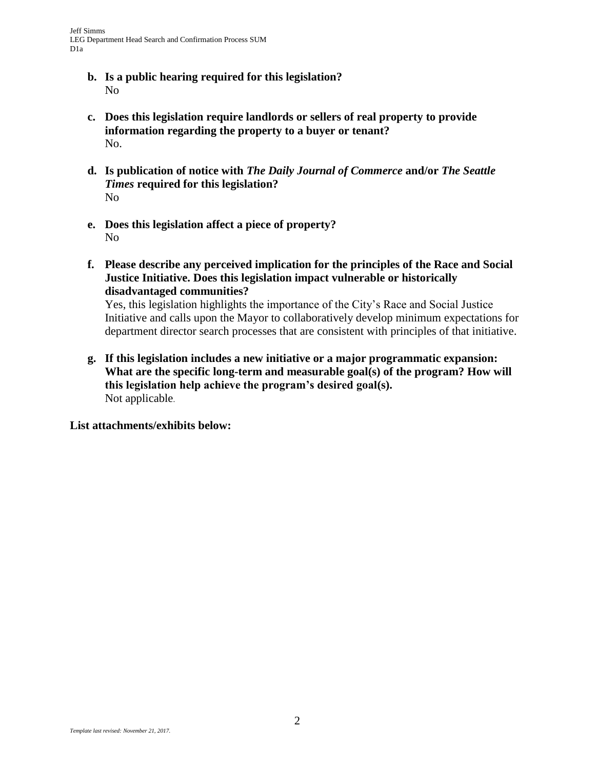**b. Is a public hearing required for this legislation?**
No

**c. Does this legislation require landlords or sellers of real property to provide information regarding the property to a buyer or tenant?**
No.

**d. Is publication of notice with *The Daily Journal of Commerce* and/or *The Seattle Times* required for this legislation?**
No

**e. Does this legislation affect a piece of property?**
No

**f. Please describe any perceived implication for the principles of the Race and Social Justice Initiative. Does this legislation impact vulnerable or historically disadvantaged communities?**
Yes, this legislation highlights the importance of the City's Race and Social Justice Initiative and calls upon the Mayor to collaboratively develop minimum expectations for department director search processes that are consistent with principles of that initiative.

**g. If this legislation includes a new initiative or a major programmatic expansion: What are the specific long-term and measurable goal(s) of the program? How will this legislation help achieve the program's desired goal(s).**
Not applicable.

**List attachments/exhibits below:**